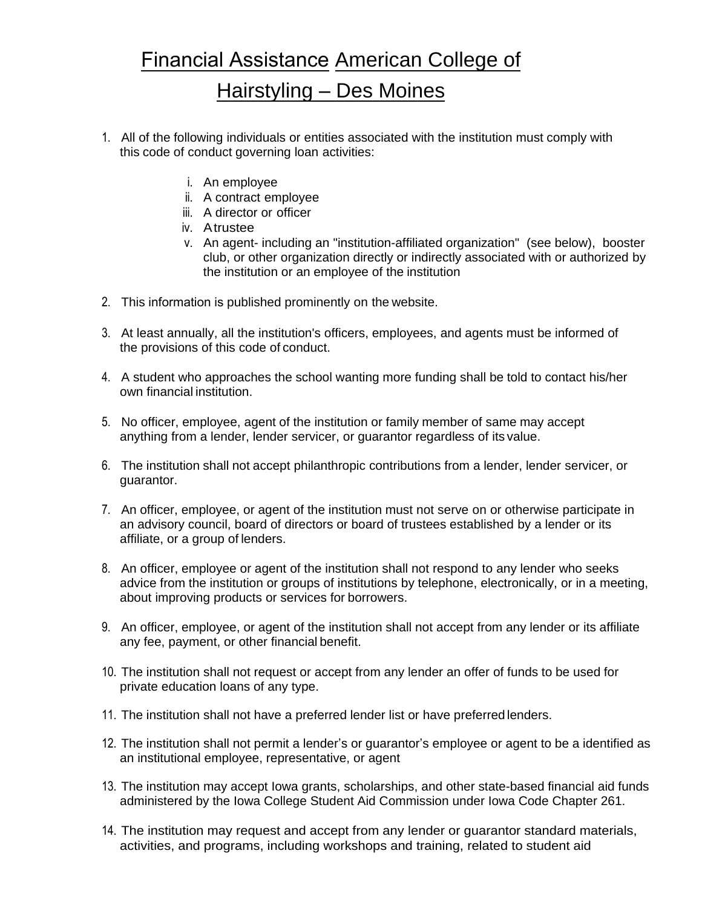# Financial Assistance American College of Hairstyling – Des Moines

1. All of the following individuals or entities associated with the institution must comply with this code of conduct governing loan activities:

    i. An employee
    ii. A contract employee
    iii. A director or officer
    iv. A trustee
    v. An agent- including an "institution-affiliated organization" (see below), booster club, or other organization directly or indirectly associated with or authorized by the institution or an employee of the institution

2. This information is published prominently on the website.

3. At least annually, all the institution's officers, employees, and agents must be informed of the provisions of this code of conduct.

4. A student who approaches the school wanting more funding shall be told to contact his/her own financial institution.

5. No officer, employee, agent of the institution or family member of same may accept anything from a lender, lender servicer, or guarantor regardless of its value.

6. The institution shall not accept philanthropic contributions from a lender, lender servicer, or guarantor.

7. An officer, employee, or agent of the institution must not serve on or otherwise participate in an advisory council, board of directors or board of trustees established by a lender or its affiliate, or a group of lenders.

8. An officer, employee or agent of the institution shall not respond to any lender who seeks advice from the institution or groups of institutions by telephone, electronically, or in a meeting, about improving products or services for borrowers.

9. An officer, employee, or agent of the institution shall not accept from any lender or its affiliate any fee, payment, or other financial benefit.

10. The institution shall not request or accept from any lender an offer of funds to be used for private education loans of any type.

11. The institution shall not have a preferred lender list or have preferred lenders.

12. The institution shall not permit a lender's or guarantor's employee or agent to be a identified as an institutional employee, representative, or agent

13. The institution may accept Iowa grants, scholarships, and other state-based financial aid funds administered by the Iowa College Student Aid Commission under Iowa Code Chapter 261.

14. The institution may request and accept from any lender or guarantor standard materials, activities, and programs, including workshops and training, related to student aid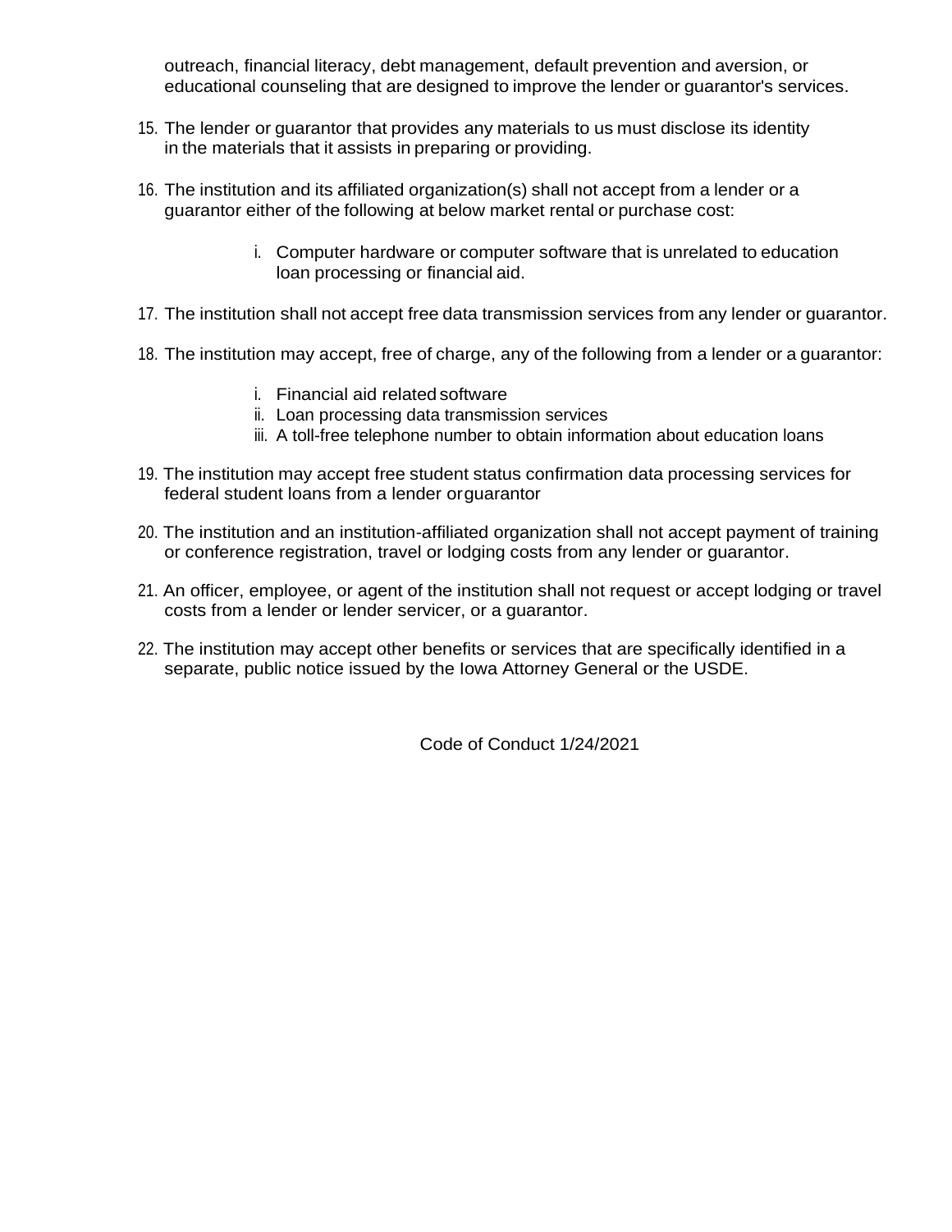outreach, financial literacy, debt management, default prevention and aversion, or educational counseling that are designed to improve the lender or guarantor's services.

15. The lender or guarantor that provides any materials to us must disclose its identity in the materials that it assists in preparing or providing.

16. The institution and its affiliated organization(s) shall not accept from a lender or a guarantor either of the following at below market rental or purchase cost:

    i. Computer hardware or computer software that is unrelated to education loan processing or financial aid.

17. The institution shall not accept free data transmission services from any lender or guarantor.

18. The institution may accept, free of charge, any of the following from a lender or a guarantor:

    i. Financial aid related software
    ii. Loan processing data transmission services
    iii. A toll-free telephone number to obtain information about education loans

19. The institution may accept free student status confirmation data processing services for federal student loans from a lender or guarantor

20. The institution and an institution-affiliated organization shall not accept payment of training or conference registration, travel or lodging costs from any lender or guarantor.

21. An officer, employee, or agent of the institution shall not request or accept lodging or travel costs from a lender or lender servicer, or a guarantor.

22. The institution may accept other benefits or services that are specifically identified in a separate, public notice issued by the Iowa Attorney General or the USDE.

Code of Conduct 1/24/2021